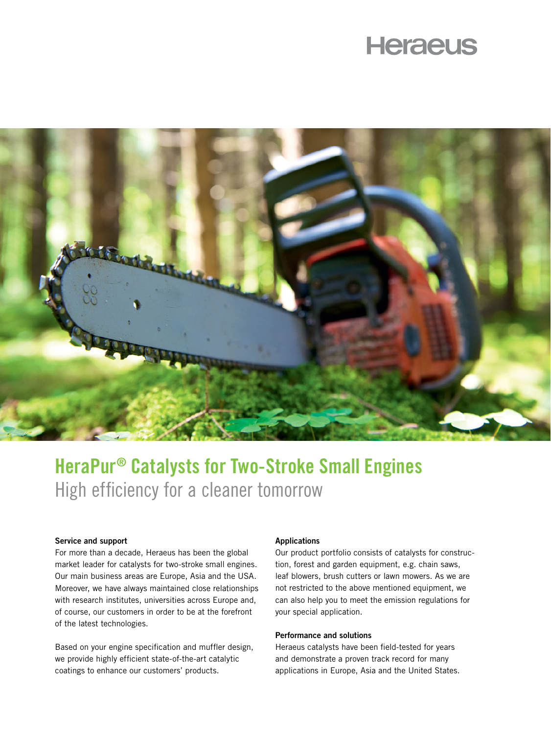Heraeus

# HeraPur® Catalysts for Two-Stroke Small Engines

## High efficiency for a cleaner tomorrow

**Service and support**

For more than a decade, Heraeus has been the global market leader for catalysts for two-stroke small engines. Our main business areas are Europe, Asia and the USA. Moreover, we have always maintained close relationships with research institutes, universities across Europe and, of course, our customers in order to be at the forefront of the latest technologies.

Based on your engine specification and muffler design, we provide highly efficient state-of-the-art catalytic coatings to enhance our customers' products.

**Applications**

Our product portfolio consists of catalysts for construction, forest and garden equipment, e.g. chain saws, leaf blowers, brush cutters or lawn mowers. As we are not restricted to the above mentioned equipment, we can also help you to meet the emission regulations for your special application.

**Performance and solutions**

Heraeus catalysts have been field-tested for years and demonstrate a proven track record for many applications in Europe, Asia and the United States.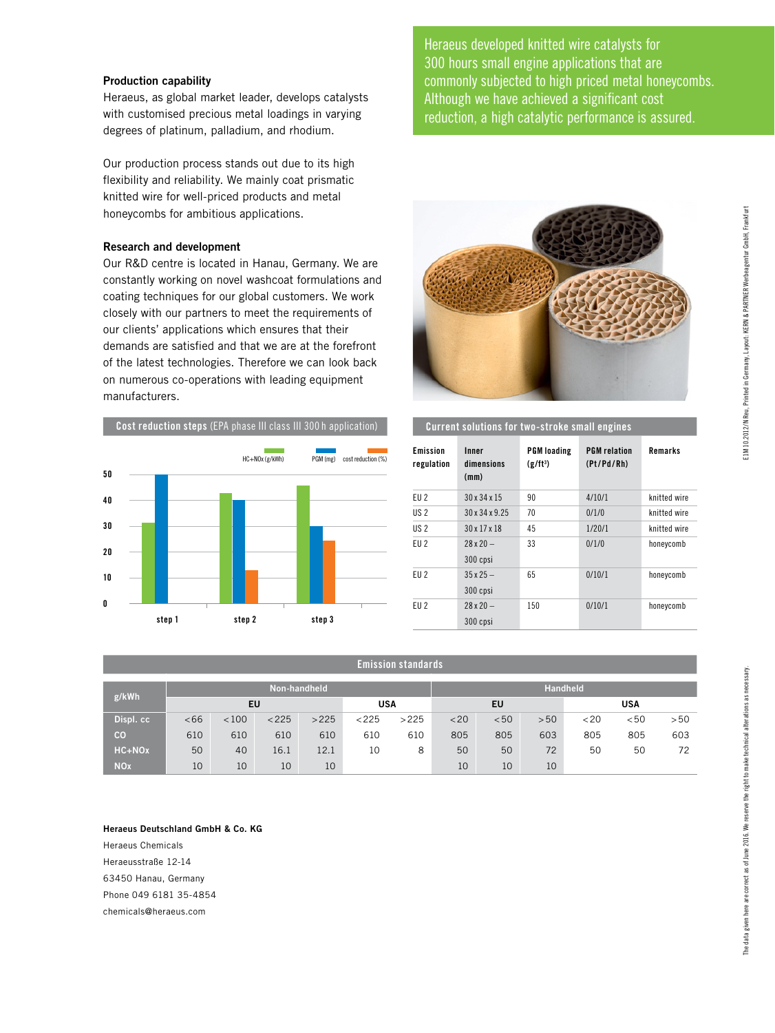### Production capability

Heraeus, as global market leader, develops catalysts with customised precious metal loadings in varying degrees of platinum, palladium, and rhodium.

Our production process stands out due to its high flexibility and reliability. We mainly coat prismatic knitted wire for well-priced products and metal honeycombs for ambitious applications.

### Research and development

Our R&D centre is located in Hanau, Germany. We are constantly working on novel washcoat formulations and coating techniques for our global customers. We work closely with our partners to meet the requirements of our clients' applications which ensures that their demands are satisfied and that we are at the forefront of the latest technologies. Therefore we can look back on numerous co-operations with leading equipment manufacturers.

Heraeus developed knitted wire catalysts for 300 hours small engine applications that are commonly subjected to high priced metal honeycombs. Although we have achieved a significant cost reduction, a high catalytic performance is assured.

**Cost reduction steps** (EPA phase III class III 300 h application)

HC+NOx (g/kWh)  PGM (mg)  cost reduction (%)

50
40
30
20
10
0

step 1  step 2  step 3

**Current solutions for two-stroke small engines**

| Emission regulation | Inner dimensions (mm) | PGM loading (g/ft³) | PGM relation (Pt/Pd/Rh) | Remarks |
|---|---|---|---|---|
| EU 2 | 30 x 34 x 15 | 90 | 4/10/1 | knitted wire |
| US 2 | 30 x 34 x 9.25 | 70 | 0/1/0 | knitted wire |
| US 2 | 30 x 17 x 18 | 45 | 1/20/1 | knitted wire |
| EU 2 | 28 x 20 – 300 cpsi | 33 | 0/1/0 | honeycomb |
| EU 2 | 35 x 25 – 300 cpsi | 65 | 0/10/1 | honeycomb |
| EU 2 | 28 x 20 – 300 cpsi | 150 | 0/10/1 | honeycomb |

**Emission standards**

| g/kWh | Non-handheld | | | | | | Handheld | | | | | |
|---|---|---|---|---|---|---|---|---|---|---|---|---|
| | EU | | | | USA | | EU | | | USA | | |
| Displ. cc | <66 | <100 | <225 | >225 | <225 | >225 | <20 | <50 | >50 | <20 | <50 | >50 |
| CO | 610 | 610 | 610 | 610 | 610 | 610 | 805 | 805 | 603 | 805 | 805 | 603 |
| HC+NOx | 50 | 40 | 16.1 | 12.1 | 10 | 8 | 50 | 50 | 72 | 50 | 50 | 72 |
| NOx | 10 | 10 | 10 | 10 | | | 10 | 10 | 10 | | | |

**Heraeus Deutschland GmbH & Co. KG**
Heraeus Chemicals
Heraeusstraße 12-14
63450 Hanau, Germany
Phone 049 6181 35-4854
chemicals@heraeus.com

The data given here are correct as of June 2016. We reserve the right to make technical alterations as necessary.

E1M 10.2012/N Reu, Printed in Germany, Layout: KERN & PARTNER Werbeagentur GmbH, Frankfurt